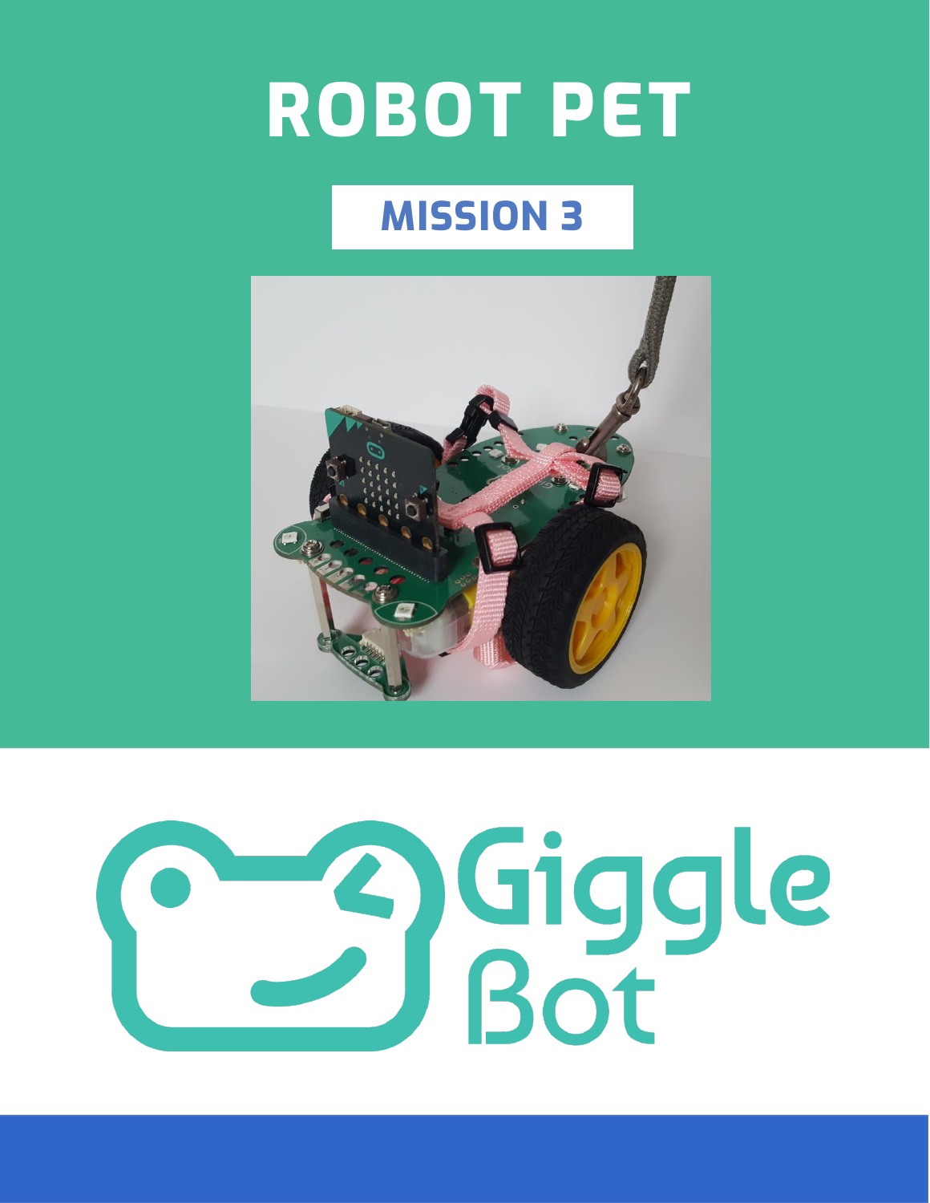# ROBOT PET

## MISSION 3

Giggle Bot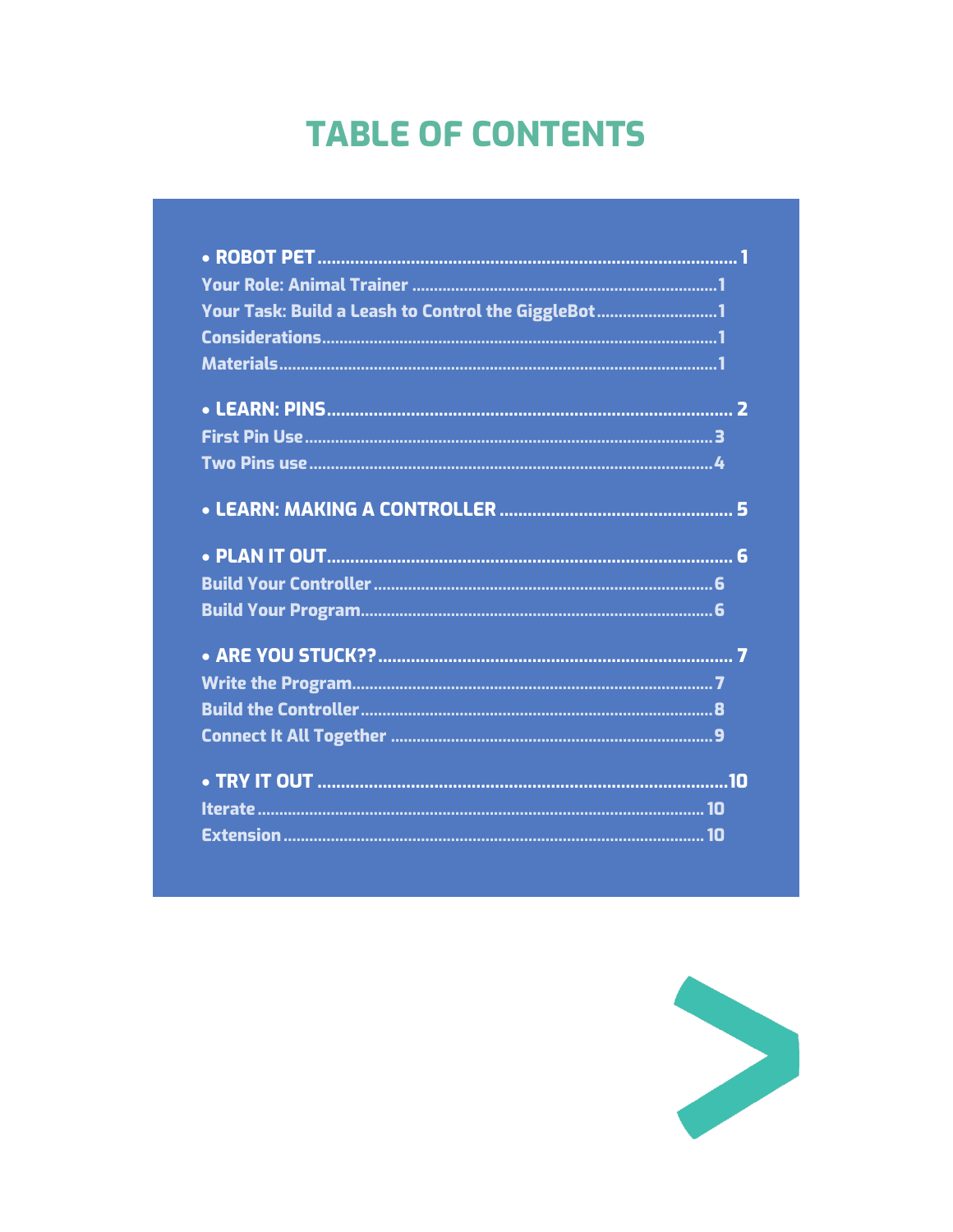# TABLE OF CONTENTS

- **ROBOT PET** .......................................................................................... 1
  - Your Role: Animal Trainer ..................................................................... 1
  - Your Task: Build a Leash to Control the GiggleBot ........................... 1
  - Considerations ......................................................................................... 1
  - Materials .................................................................................................. 1
- **LEARN: PINS** ........................................................................................ 2
  - First Pin Use ............................................................................................ 3
  - Two Pins use ........................................................................................... 4
- **LEARN: MAKING A CONTROLLER** ................................................ 5
- **PLAN IT OUT** ........................................................................................ 6
  - Build Your Controller ............................................................................. 6
  - Build Your Program ................................................................................ 6
- **ARE YOU STUCK??** ............................................................................. 7
  - Write the Program .................................................................................. 7
  - Build the Controller ................................................................................ 8
  - Connect It All Together ......................................................................... 9
- **TRY IT OUT** ......................................................................................... 10
  - Iterate ..................................................................................................... 10
  - Extension ............................................................................................... 10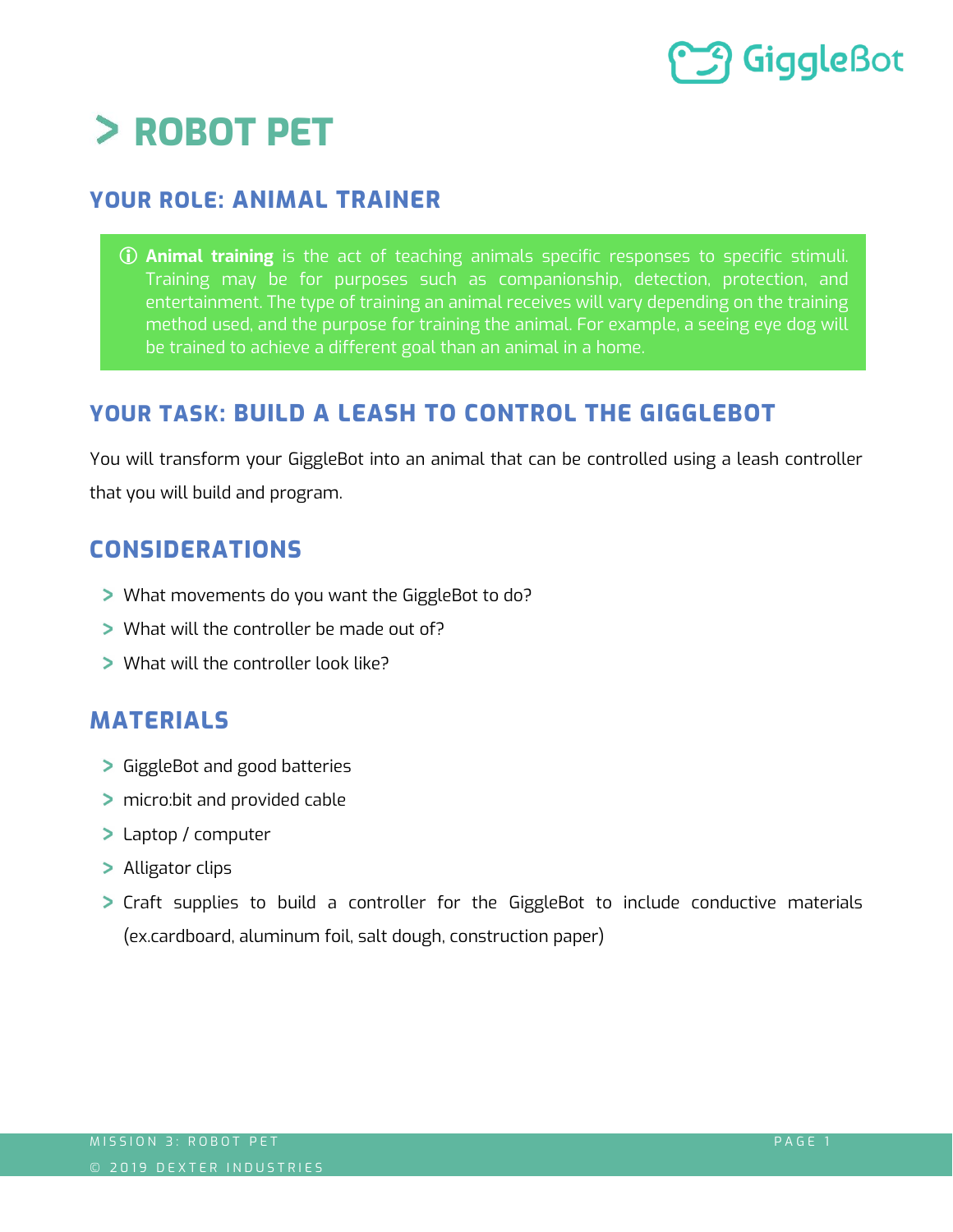# > ROBOT PET

## YOUR ROLE: ANIMAL TRAINER

ⓘ **Animal training** is the act of teaching animals specific responses to specific stimuli. Training may be for purposes such as companionship, detection, protection, and entertainment. The type of training an animal receives will vary depending on the training method used, and the purpose for training the animal. For example, a seeing eye dog will be trained to achieve a different goal than an animal in a home.

## YOUR TASK: BUILD A LEASH TO CONTROL THE GIGGLEBOT

You will transform your GiggleBot into an animal that can be controlled using a leash controller that you will build and program.

## CONSIDERATIONS

- What movements do you want the GiggleBot to do?
- What will the controller be made out of?
- What will the controller look like?

## MATERIALS

- GiggleBot and good batteries
- micro:bit and provided cable
- Laptop / computer
- Alligator clips
- Craft supplies to build a controller for the GiggleBot to include conductive materials (ex.cardboard, aluminum foil, salt dough, construction paper)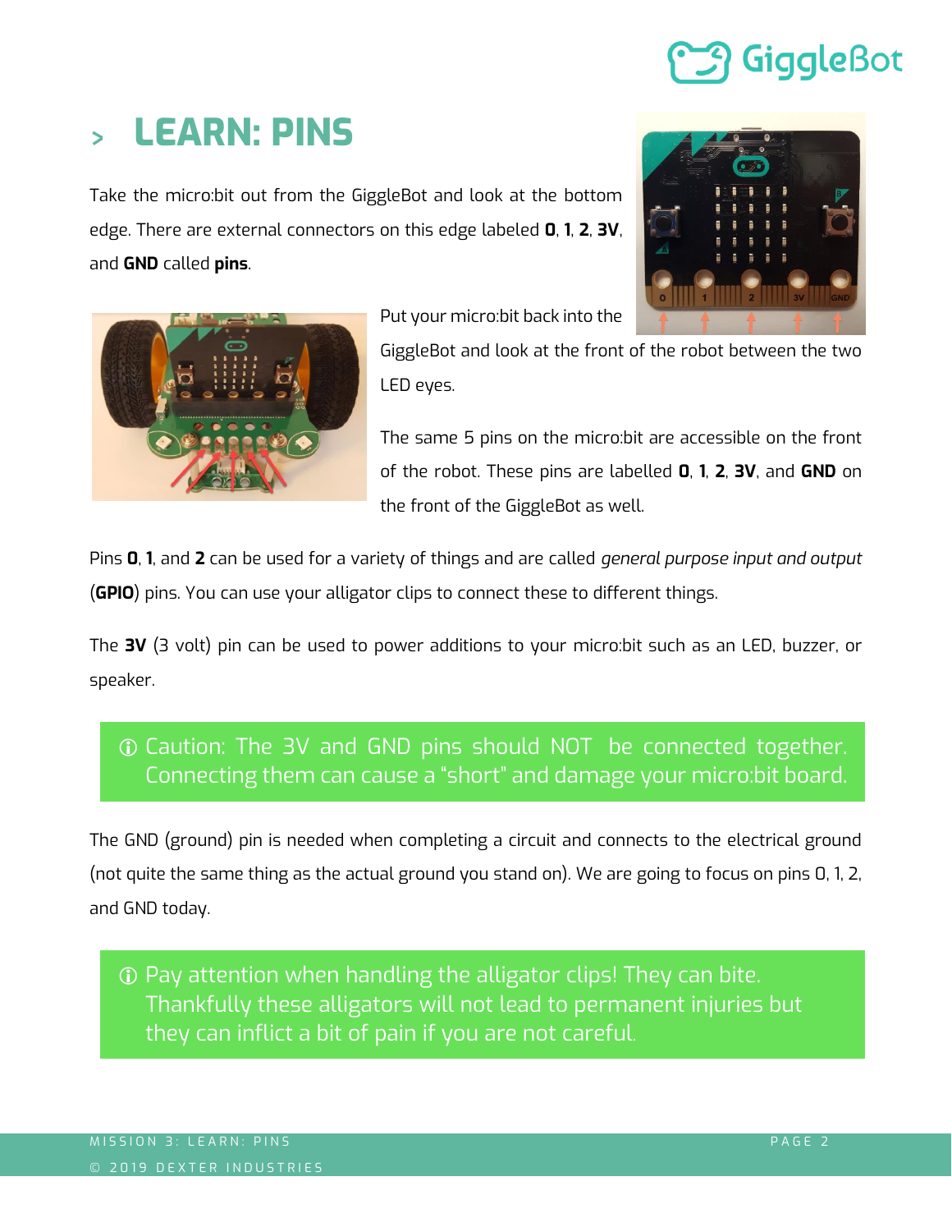# > LEARN: PINS

Take the micro:bit out from the GiggleBot and look at the bottom edge. There are external connectors on this edge labeled **0**, **1**, **2**, **3V**, and **GND** called **pins**.

Put your micro:bit back into the GiggleBot and look at the front of the robot between the two LED eyes.

The same 5 pins on the micro:bit are accessible on the front of the robot. These pins are labelled **0**, **1**, **2**, **3V**, and **GND** on the front of the GiggleBot as well.

Pins **0**, **1**, and **2** can be used for a variety of things and are called *general purpose input and output* (**GPIO**) pins. You can use your alligator clips to connect these to different things.

The **3V** (3 volt) pin can be used to power additions to your micro:bit such as an LED, buzzer, or speaker.

> ⓘ Caution: The 3V and GND pins should NOT be connected together. Connecting them can cause a "short" and damage your micro:bit board.

The GND (ground) pin is needed when completing a circuit and connects to the electrical ground (not quite the same thing as the actual ground you stand on). We are going to focus on pins 0, 1, 2, and GND today.

> ⓘ Pay attention when handling the alligator clips! They can bite. Thankfully these alligators will not lead to permanent injuries but they can inflict a bit of pain if you are not careful.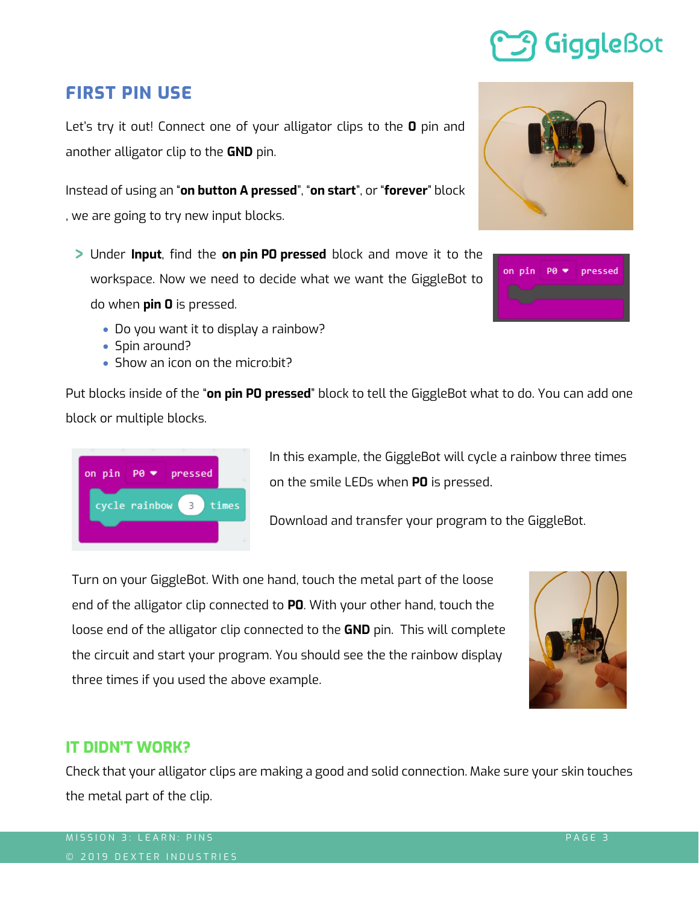## FIRST PIN USE

Let's try it out! Connect one of your alligator clips to the **0** pin and another alligator clip to the **GND** pin.

Instead of using an "**on button A pressed**", "**on start**", or "**forever**" block , we are going to try new input blocks.

> Under **Input**, find the **on pin P0 pressed** block and move it to the workspace. Now we need to decide what we want the GiggleBot to do when **pin 0** is pressed.

- Do you want it to display a rainbow?
- Spin around?
- Show an icon on the micro:bit?

Put blocks inside of the "**on pin P0 pressed**" block to tell the GiggleBot what to do. You can add one block or multiple blocks.

In this example, the GiggleBot will cycle a rainbow three times on the smile LEDs when **P0** is pressed.

Download and transfer your program to the GiggleBot.

Turn on your GiggleBot. With one hand, touch the metal part of the loose end of the alligator clip connected to **P0**. With your other hand, touch the loose end of the alligator clip connected to the **GND** pin. This will complete the circuit and start your program. You should see the the rainbow display three times if you used the above example.

## IT DIDN'T WORK?

Check that your alligator clips are making a good and solid connection. Make sure your skin touches the metal part of the clip.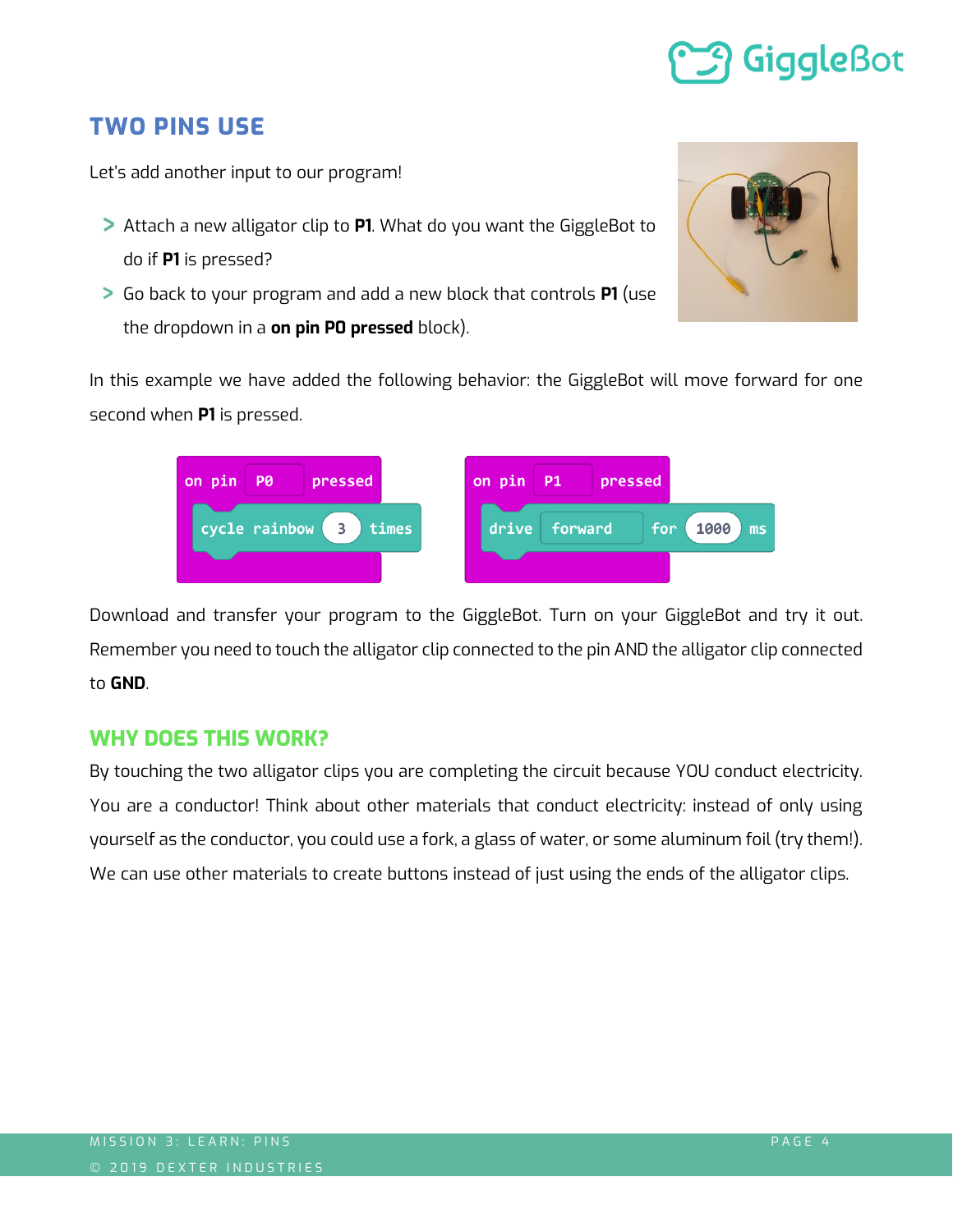## TWO PINS USE

Let's add another input to our program!

- Attach a new alligator clip to **P1**. What do you want the GiggleBot to do if **P1** is pressed?
- Go back to your program and add a new block that controls **P1** (use the dropdown in a **on pin P0 pressed** block).

In this example we have added the following behavior: the GiggleBot will move forward for one second when **P1** is pressed.

```
on pin P0 pressed
    cycle rainbow 3 times
```

```
on pin P1 pressed
    drive forward for 1000 ms
```

Download and transfer your program to the GiggleBot. Turn on your GiggleBot and try it out. Remember you need to touch the alligator clip connected to the pin AND the alligator clip connected to **GND**.

### WHY DOES THIS WORK?

By touching the two alligator clips you are completing the circuit because YOU conduct electricity. You are a conductor! Think about other materials that conduct electricity: instead of only using yourself as the conductor, you could use a fork, a glass of water, or some aluminum foil (try them!). We can use other materials to create buttons instead of just using the ends of the alligator clips.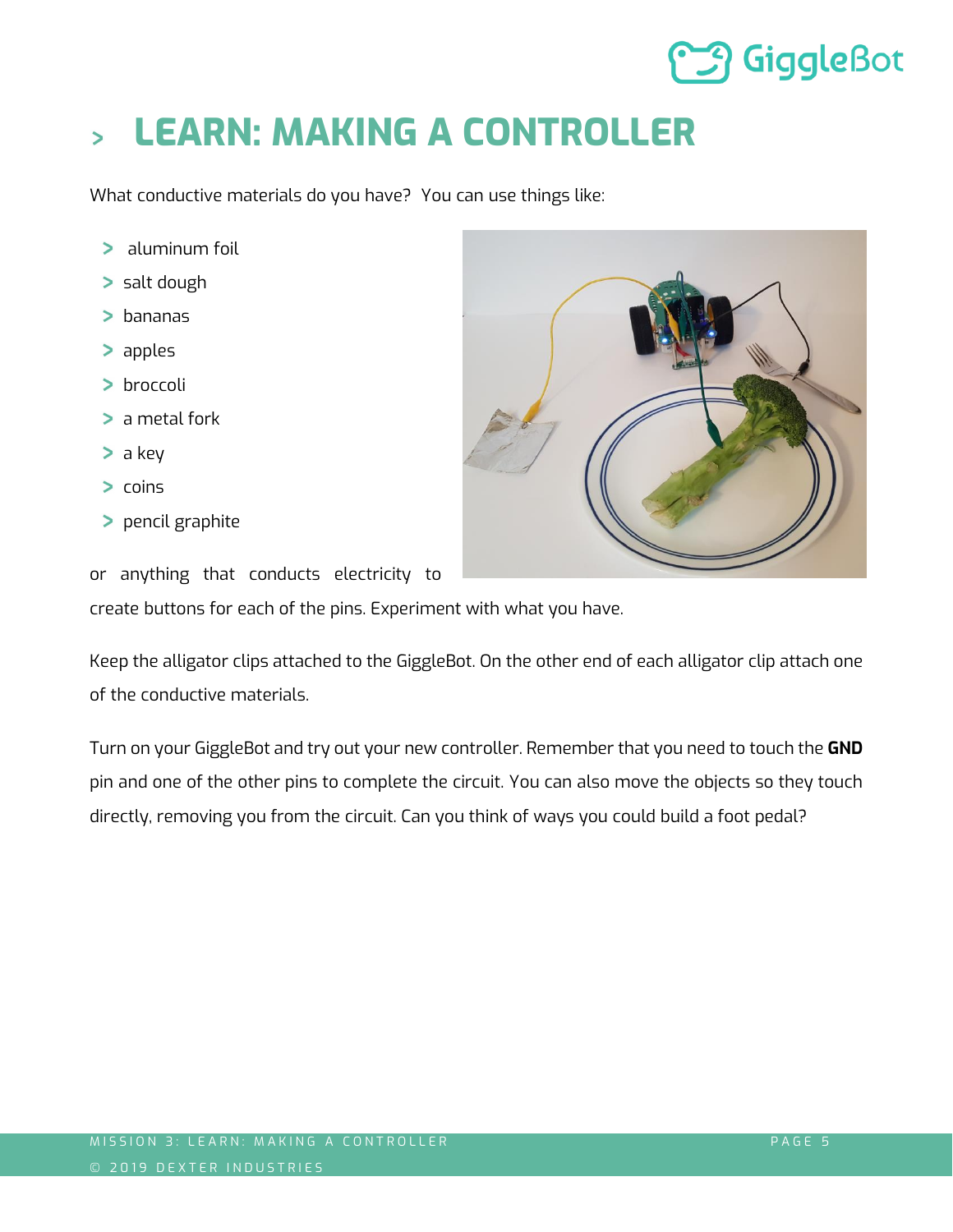# LEARN: MAKING A CONTROLLER

What conductive materials do you have? You can use things like:

- aluminum foil
- salt dough
- bananas
- apples
- broccoli
- a metal fork
- a key
- coins
- pencil graphite

or anything that conducts electricity to create buttons for each of the pins. Experiment with what you have.

Keep the alligator clips attached to the GiggleBot. On the other end of each alligator clip attach one of the conductive materials.

Turn on your GiggleBot and try out your new controller. Remember that you need to touch the **GND** pin and one of the other pins to complete the circuit. You can also move the objects so they touch directly, removing you from the circuit. Can you think of ways you could build a foot pedal?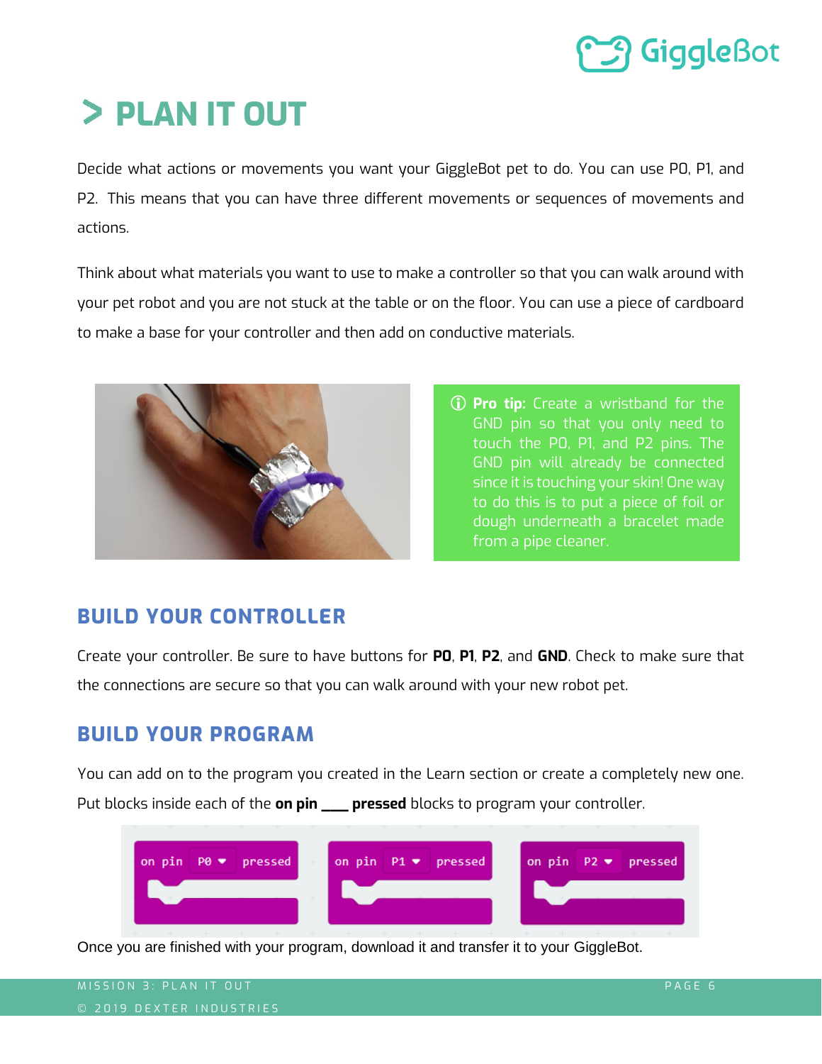# > PLAN IT OUT

Decide what actions or movements you want your GiggleBot pet to do. You can use P0, P1, and P2. This means that you can have three different movements or sequences of movements and actions.

Think about what materials you want to use to make a controller so that you can walk around with your pet robot and you are not stuck at the table or on the floor. You can use a piece of cardboard to make a base for your controller and then add on conductive materials.

ⓘ **Pro tip:** Create a wristband for the GND pin so that you only need to touch the P0, P1, and P2 pins. The GND pin will already be connected since it is touching your skin! One way to do this is to put a piece of foil or dough underneath a bracelet made from a pipe cleaner.

## BUILD YOUR CONTROLLER

Create your controller. Be sure to have buttons for **P0**, **P1**, **P2**, and **GND**. Check to make sure that the connections are secure so that you can walk around with your new robot pet.

## BUILD YOUR PROGRAM

You can add on to the program you created in the Learn section or create a completely new one. Put blocks inside each of the **on pin ____ pressed** blocks to program your controller.

```
on pin P0 pressed
on pin P1 pressed
on pin P2 pressed
```

Once you are finished with your program, download it and transfer it to your GiggleBot.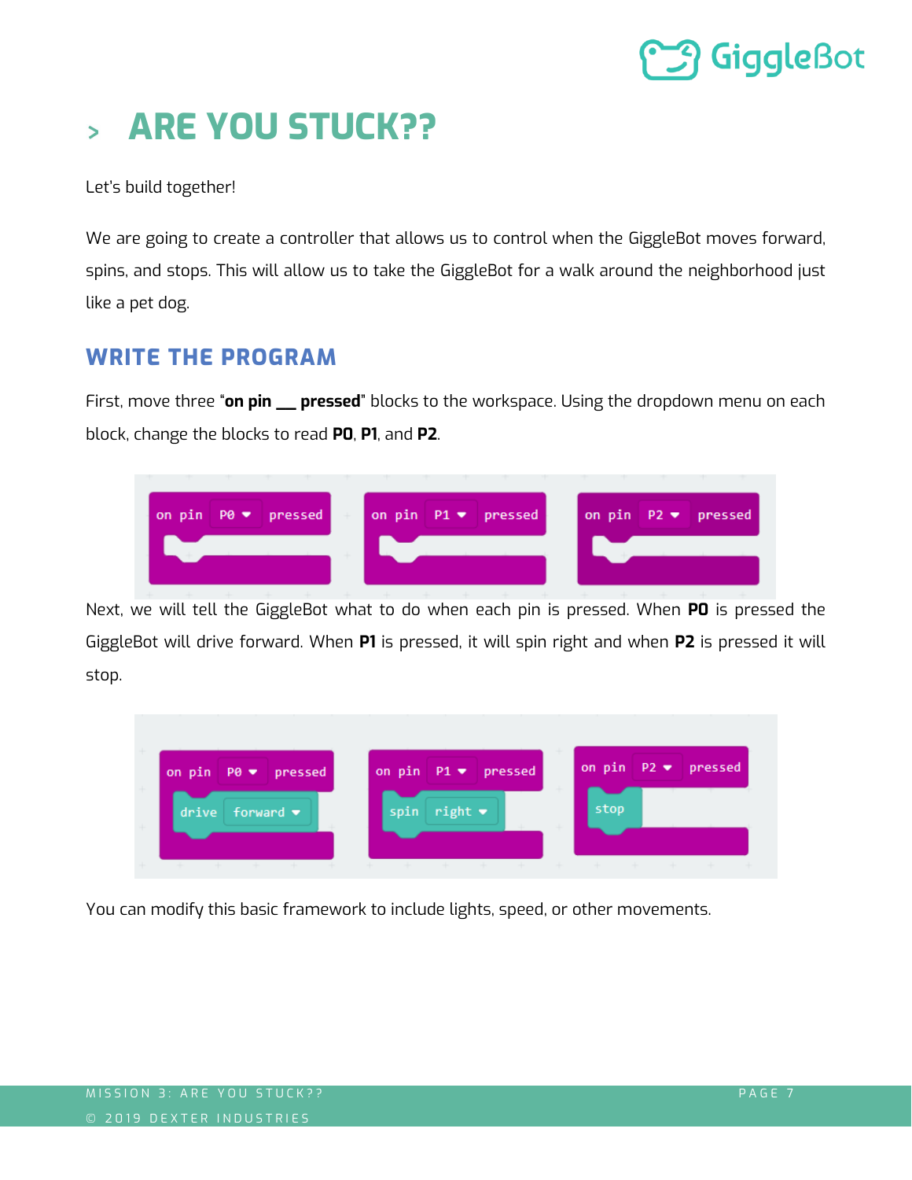# > ARE YOU STUCK??

Let's build together!

We are going to create a controller that allows us to control when the GiggleBot moves forward, spins, and stops. This will allow us to take the GiggleBot for a walk around the neighborhood just like a pet dog.

## WRITE THE PROGRAM

First, move three "**on pin __ pressed**" blocks to the workspace. Using the dropdown menu on each block, change the blocks to read **P0**, **P1**, and **P2**.

Next, we will tell the GiggleBot what to do when each pin is pressed. When **P0** is pressed the GiggleBot will drive forward. When **P1** is pressed, it will spin right and when **P2** is pressed it will stop.

You can modify this basic framework to include lights, speed, or other movements.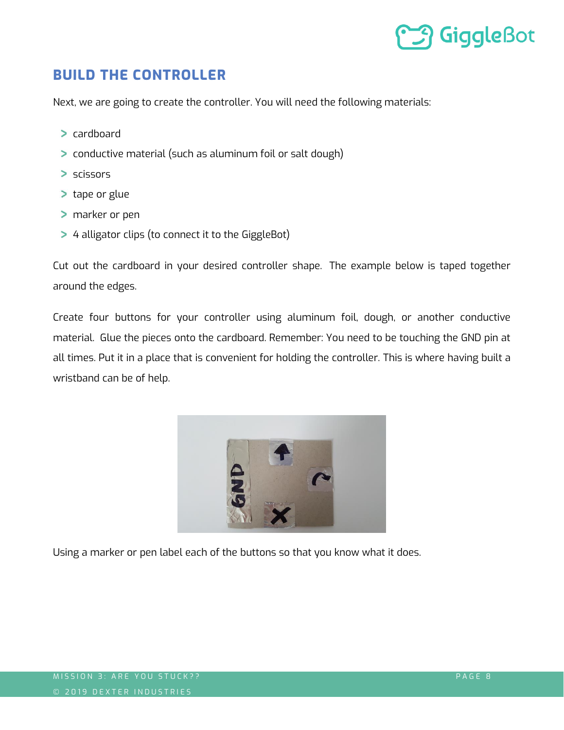## BUILD THE CONTROLLER

Next, we are going to create the controller. You will need the following materials:

- cardboard
- conductive material (such as aluminum foil or salt dough)
- scissors
- tape or glue
- marker or pen
- 4 alligator clips (to connect it to the GiggleBot)

Cut out the cardboard in your desired controller shape. The example below is taped together around the edges.

Create four buttons for your controller using aluminum foil, dough, or another conductive material. Glue the pieces onto the cardboard. Remember: You need to be touching the GND pin at all times. Put it in a place that is convenient for holding the controller. This is where having built a wristband can be of help.

Using a marker or pen label each of the buttons so that you know what it does.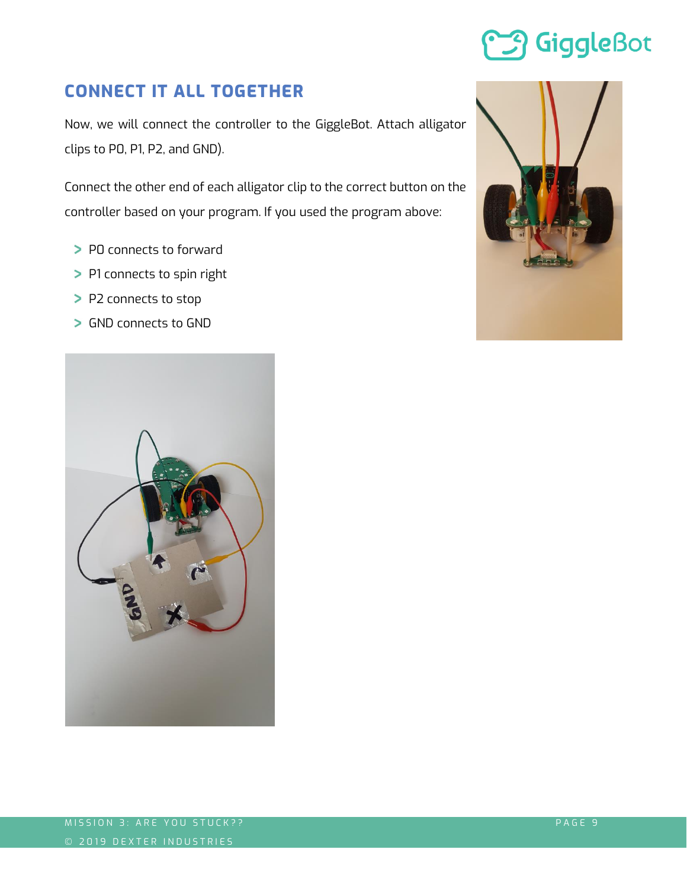## CONNECT IT ALL TOGETHER

Now, we will connect the controller to the GiggleBot. Attach alligator clips to P0, P1, P2, and GND).

Connect the other end of each alligator clip to the correct button on the controller based on your program. If you used the program above:

- P0 connects to forward
- P1 connects to spin right
- P2 connects to stop
- GND connects to GND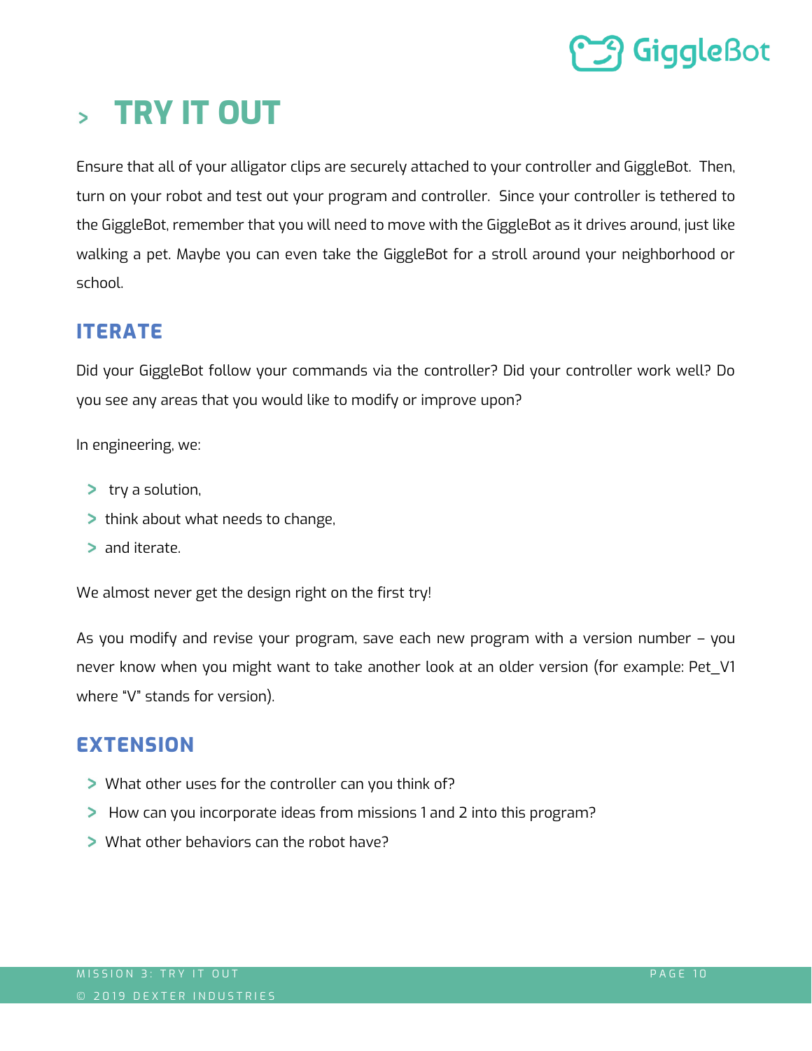# > TRY IT OUT

Ensure that all of your alligator clips are securely attached to your controller and GiggleBot. Then, turn on your robot and test out your program and controller. Since your controller is tethered to the GiggleBot, remember that you will need to move with the GiggleBot as it drives around, just like walking a pet. Maybe you can even take the GiggleBot for a stroll around your neighborhood or school.

## ITERATE

Did your GiggleBot follow your commands via the controller? Did your controller work well? Do you see any areas that you would like to modify or improve upon?

In engineering, we:

- try a solution,
- think about what needs to change,
- and iterate.

We almost never get the design right on the first try!

As you modify and revise your program, save each new program with a version number – you never know when you might want to take another look at an older version (for example: Pet_V1 where "V" stands for version).

## EXTENSION

- What other uses for the controller can you think of?
- How can you incorporate ideas from missions 1 and 2 into this program?
- What other behaviors can the robot have?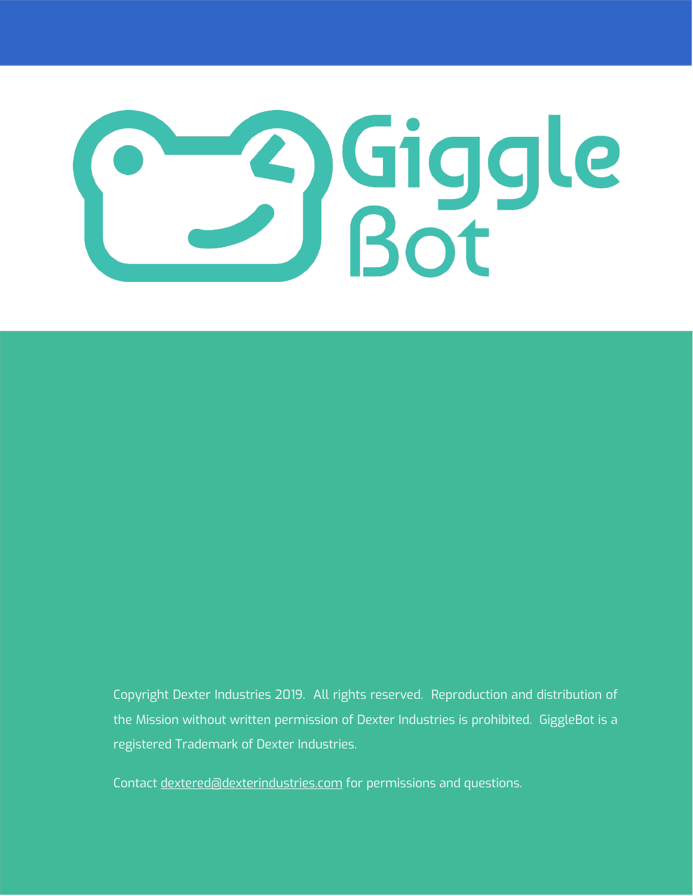Giggle Bot

Copyright Dexter Industries 2019. All rights reserved. Reproduction and distribution of the Mission without written permission of Dexter Industries is prohibited. GiggleBot is a registered Trademark of Dexter Industries.

Contact dextered@dexterindustries.com for permissions and questions.